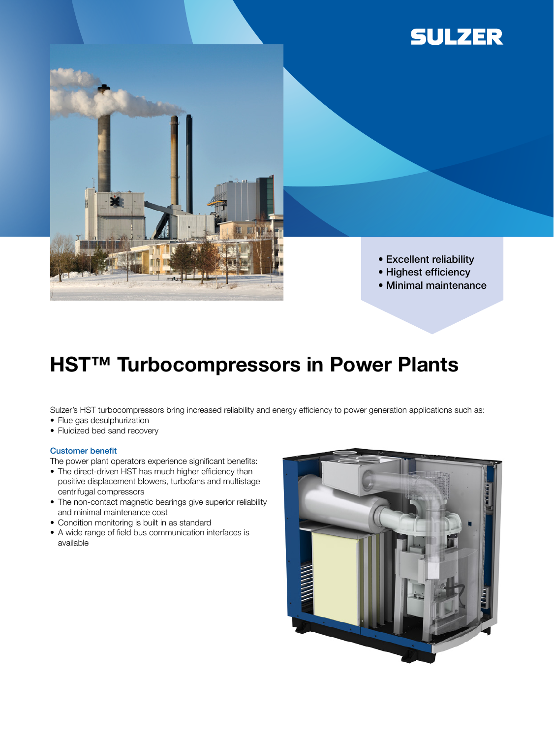SULZER

- Excellent reliability
- Highest efficiency
- Minimal maintenance

# HST™ Turbocompressors in Power Plants

Sulzer's HST turbocompressors bring increased reliability and energy efficiency to power generation applications such as:

- Flue gas desulphurization
- Fluidized bed sand recovery

## Customer benefit

The power plant operators experience significant benefits:

- The direct-driven HST has much higher efficiency than positive displacement blowers, turbofans and multistage centrifugal compressors
- The non-contact magnetic bearings give superior reliability and minimal maintenance cost
- Condition monitoring is built in as standard
- A wide range of field bus communication interfaces is available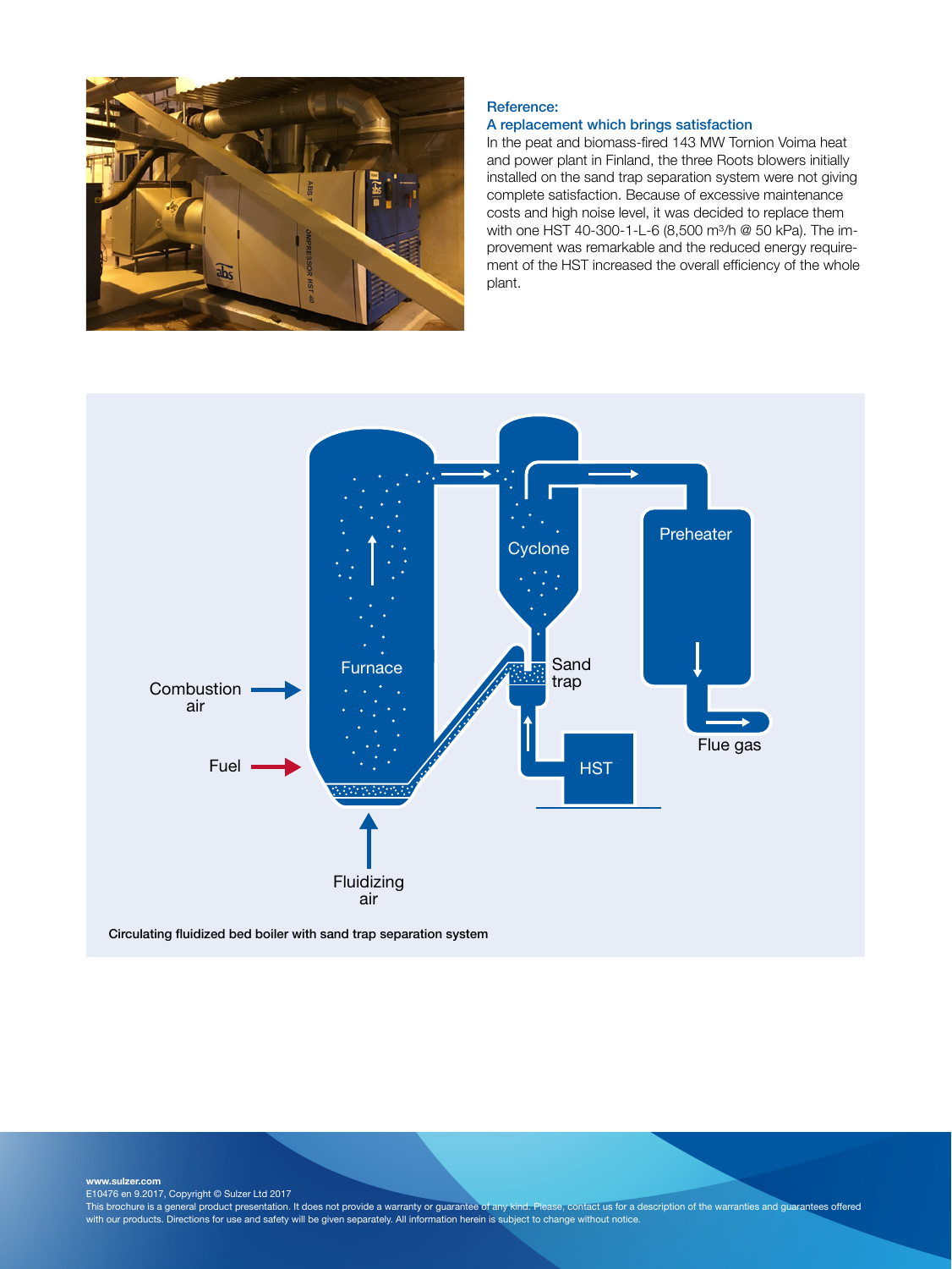### Reference:
### A replacement which brings satisfaction

In the peat and biomass-fired 143 MW Tornion Voima heat and power plant in Finland, the three Roots blowers initially installed on the sand trap separation system were not giving complete satisfaction. Because of excessive maintenance costs and high noise level, it was decided to replace them with one HST 40-300-1-L-6 (8,500 m³/h @ 50 kPa). The improvement was remarkable and the reduced energy requirement of the HST increased the overall efficiency of the whole plant.

Furnace
Cyclone
Preheater
Sand trap
HST
Flue gas
Combustion air
Fuel
Fluidizing air

Circulating fluidized bed boiler with sand trap separation system

**www.sulzer.com**
E10476 en 9.2017, Copyright © Sulzer Ltd 2017
This brochure is a general product presentation. It does not provide a warranty or guarantee of any kind. Please, contact us for a description of the warranties and guarantees offered with our products. Directions for use and safety will be given separately. All information herein is subject to change without notice.